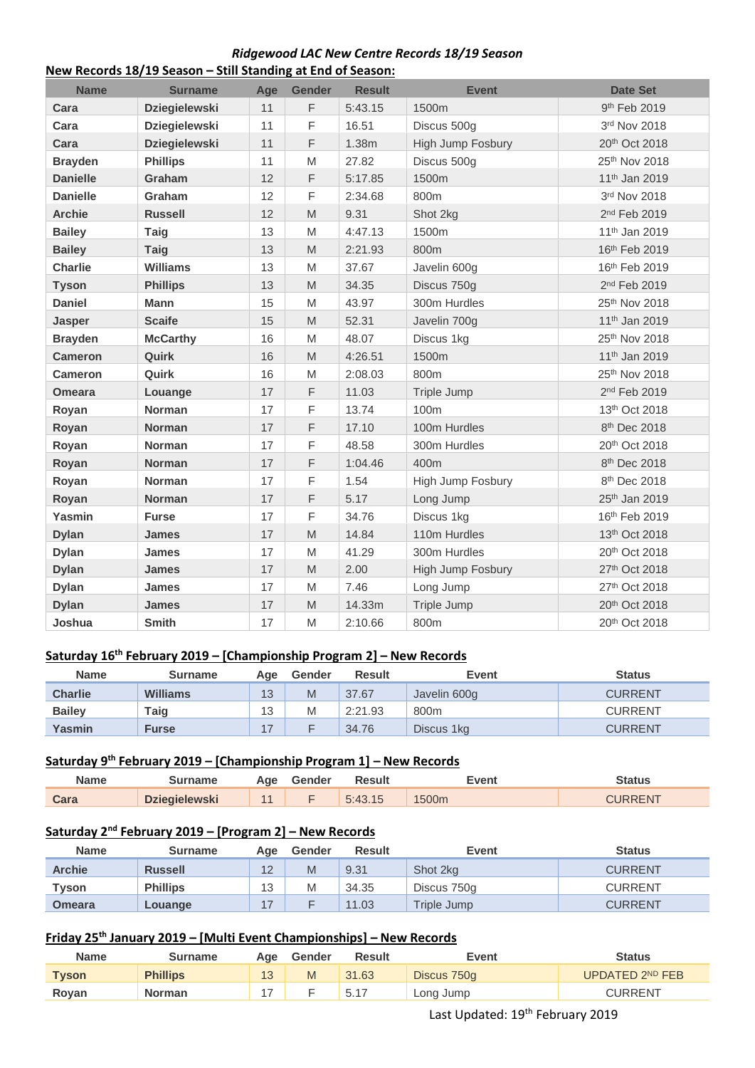***Ridgewood LAC New Centre Records 18/19 Season***

**New Records 18/19 Season – Still Standing at End of Season:**

| Name | Surname | Age | Gender | Result | Event | Date Set |
|---|---|---|---|---|---|---|
| **Cara** | **Dziegielewski** | 11 | F | 5:43.15 | 1500m | 9th Feb 2019 |
| **Cara** | **Dziegielewski** | 11 | F | 16.51 | Discus 500g | 3rd Nov 2018 |
| **Cara** | **Dziegielewski** | 11 | F | 1.38m | High Jump Fosbury | 20th Oct 2018 |
| **Brayden** | **Phillips** | 11 | M | 27.82 | Discus 500g | 25th Nov 2018 |
| **Danielle** | **Graham** | 12 | F | 5:17.85 | 1500m | 11th Jan 2019 |
| **Danielle** | **Graham** | 12 | F | 2:34.68 | 800m | 3rd Nov 2018 |
| **Archie** | **Russell** | 12 | M | 9.31 | Shot 2kg | 2nd Feb 2019 |
| **Bailey** | **Taig** | 13 | M | 4:47.13 | 1500m | 11th Jan 2019 |
| **Bailey** | **Taig** | 13 | M | 2:21.93 | 800m | 16th Feb 2019 |
| **Charlie** | **Williams** | 13 | M | 37.67 | Javelin 600g | 16th Feb 2019 |
| **Tyson** | **Phillips** | 13 | M | 34.35 | Discus 750g | 2nd Feb 2019 |
| **Daniel** | **Mann** | 15 | M | 43.97 | 300m Hurdles | 25th Nov 2018 |
| **Jasper** | **Scaife** | 15 | M | 52.31 | Javelin 700g | 11th Jan 2019 |
| **Brayden** | **McCarthy** | 16 | M | 48.07 | Discus 1kg | 25th Nov 2018 |
| **Cameron** | **Quirk** | 16 | M | 4:26.51 | 1500m | 11th Jan 2019 |
| **Cameron** | **Quirk** | 16 | M | 2:08.03 | 800m | 25th Nov 2018 |
| **Omeara** | **Louange** | 17 | F | 11.03 | Triple Jump | 2nd Feb 2019 |
| **Royan** | **Norman** | 17 | F | 13.74 | 100m | 13th Oct 2018 |
| **Royan** | **Norman** | 17 | F | 17.10 | 100m Hurdles | 8th Dec 2018 |
| **Royan** | **Norman** | 17 | F | 48.58 | 300m Hurdles | 20th Oct 2018 |
| **Royan** | **Norman** | 17 | F | 1:04.46 | 400m | 8th Dec 2018 |
| **Royan** | **Norman** | 17 | F | 1.54 | High Jump Fosbury | 8th Dec 2018 |
| **Royan** | **Norman** | 17 | F | 5.17 | Long Jump | 25th Jan 2019 |
| **Yasmin** | **Furse** | 17 | F | 34.76 | Discus 1kg | 16th Feb 2019 |
| **Dylan** | **James** | 17 | M | 14.84 | 110m Hurdles | 13th Oct 2018 |
| **Dylan** | **James** | 17 | M | 41.29 | 300m Hurdles | 20th Oct 2018 |
| **Dylan** | **James** | 17 | M | 2.00 | High Jump Fosbury | 27th Oct 2018 |
| **Dylan** | **James** | 17 | M | 7.46 | Long Jump | 27th Oct 2018 |
| **Dylan** | **James** | 17 | M | 14.33m | Triple Jump | 20th Oct 2018 |
| **Joshua** | **Smith** | 17 | M | 2:10.66 | 800m | 20th Oct 2018 |

**Saturday 16th February 2019 – [Championship Program 2] – New Records**

| Name | Surname | Age | Gender | Result | Event | Status |
|---|---|---|---|---|---|---|
| **Charlie** | **Williams** | 13 | M | 37.67 | Javelin 600g | CURRENT |
| **Bailey** | **Taig** | 13 | M | 2:21.93 | 800m | CURRENT |
| **Yasmin** | **Furse** | 17 | F | 34.76 | Discus 1kg | CURRENT |

**Saturday 9th February 2019 – [Championship Program 1] – New Records**

| Name | Surname | Age | Gender | Result | Event | Status |
|---|---|---|---|---|---|---|
| **Cara** | **Dziegielewski** | 11 | F | 5:43.15 | 1500m | CURRENT |

**Saturday 2nd February 2019 – [Program 2] – New Records**

| Name | Surname | Age | Gender | Result | Event | Status |
|---|---|---|---|---|---|---|
| **Archie** | **Russell** | 12 | M | 9.31 | Shot 2kg | CURRENT |
| **Tyson** | **Phillips** | 13 | M | 34.35 | Discus 750g | CURRENT |
| **Omeara** | **Louange** | 17 | F | 11.03 | Triple Jump | CURRENT |

**Friday 25th January 2019 – [Multi Event Championships] – New Records**

| Name | Surname | Age | Gender | Result | Event | Status |
|---|---|---|---|---|---|---|
| **Tyson** | **Phillips** | 13 | M | 31.63 | Discus 750g | UPDATED 2ND FEB |
| **Royan** | **Norman** | 17 | F | 5.17 | Long Jump | CURRENT |

Last Updated: 19th February 2019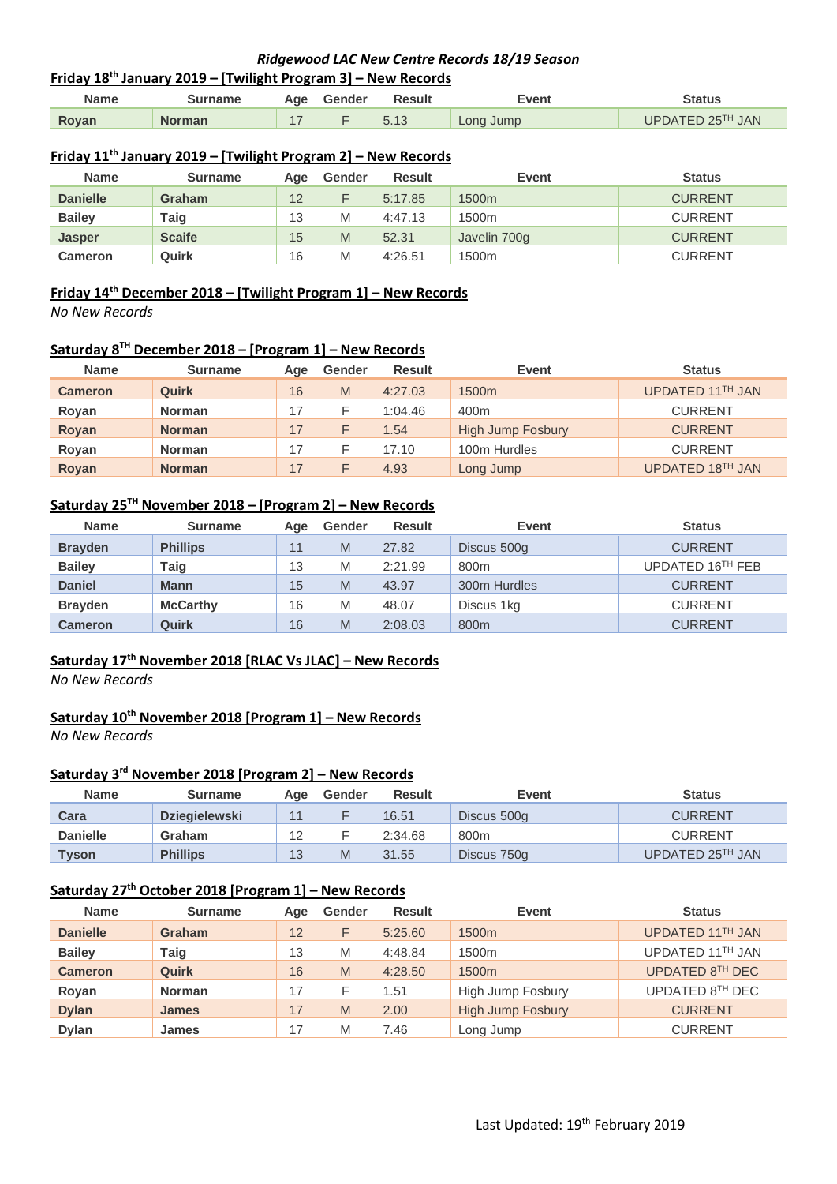### *Ridgewood LAC New Centre Records 18/19 Season*

## Friday 18th January 2019 – [Twilight Program 3] – New Records

| Name | Surname | Age | Gender | Result | Event | Status |
|---|---|---|---|---|---|---|
| **Royan** | **Norman** | 17 | F | 5.13 | Long Jump | UPDATED 25TH JAN |

## Friday 11th January 2019 – [Twilight Program 2] – New Records

| Name | Surname | Age | Gender | Result | Event | Status |
|---|---|---|---|---|---|---|
| **Danielle** | **Graham** | 12 | F | 5:17.85 | 1500m | CURRENT |
| **Bailey** | **Taig** | 13 | M | 4:47.13 | 1500m | CURRENT |
| **Jasper** | **Scaife** | 15 | M | 52.31 | Javelin 700g | CURRENT |
| **Cameron** | **Quirk** | 16 | M | 4:26.51 | 1500m | CURRENT |

## Friday 14th December 2018 – [Twilight Program 1] – New Records

*No New Records*

## Saturday 8TH December 2018 – [Program 1] – New Records

| Name | Surname | Age | Gender | Result | Event | Status |
|---|---|---|---|---|---|---|
| **Cameron** | **Quirk** | 16 | M | 4:27.03 | 1500m | UPDATED 11TH JAN |
| **Royan** | **Norman** | 17 | F | 1:04.46 | 400m | CURRENT |
| **Royan** | **Norman** | 17 | F | 1.54 | High Jump Fosbury | CURRENT |
| **Royan** | **Norman** | 17 | F | 17.10 | 100m Hurdles | CURRENT |
| **Royan** | **Norman** | 17 | F | 4.93 | Long Jump | UPDATED 18TH JAN |

## Saturday 25TH November 2018 – [Program 2] – New Records

| Name | Surname | Age | Gender | Result | Event | Status |
|---|---|---|---|---|---|---|
| **Brayden** | **Phillips** | 11 | M | 27.82 | Discus 500g | CURRENT |
| **Bailey** | **Taig** | 13 | M | 2:21.99 | 800m | UPDATED 16TH FEB |
| **Daniel** | **Mann** | 15 | M | 43.97 | 300m Hurdles | CURRENT |
| **Brayden** | **McCarthy** | 16 | M | 48.07 | Discus 1kg | CURRENT |
| **Cameron** | **Quirk** | 16 | M | 2:08.03 | 800m | CURRENT |

## Saturday 17th November 2018 [RLAC Vs JLAC] – New Records

*No New Records*

## Saturday 10th November 2018 [Program 1] – New Records

*No New Records*

## Saturday 3rd November 2018 [Program 2] – New Records

| Name | Surname | Age | Gender | Result | Event | Status |
|---|---|---|---|---|---|---|
| **Cara** | **Dziegielewski** | 11 | F | 16.51 | Discus 500g | CURRENT |
| **Danielle** | **Graham** | 12 | F | 2:34.68 | 800m | CURRENT |
| **Tyson** | **Phillips** | 13 | M | 31.55 | Discus 750g | UPDATED 25TH JAN |

## Saturday 27th October 2018 [Program 1] – New Records

| Name | Surname | Age | Gender | Result | Event | Status |
|---|---|---|---|---|---|---|
| **Danielle** | **Graham** | 12 | F | 5:25.60 | 1500m | UPDATED 11TH JAN |
| **Bailey** | **Taig** | 13 | M | 4:48.84 | 1500m | UPDATED 11TH JAN |
| **Cameron** | **Quirk** | 16 | M | 4:28.50 | 1500m | UPDATED 8TH DEC |
| **Royan** | **Norman** | 17 | F | 1.51 | High Jump Fosbury | UPDATED 8TH DEC |
| **Dylan** | **James** | 17 | M | 2.00 | High Jump Fosbury | CURRENT |
| **Dylan** | **James** | 17 | M | 7.46 | Long Jump | CURRENT |

Last Updated: 19th February 2019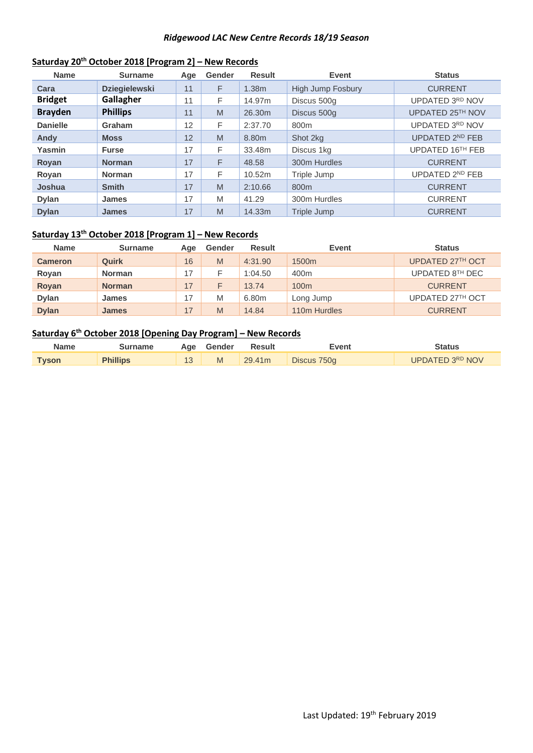*Ridgewood LAC New Centre Records 18/19 Season*

## Saturday 20th October 2018 [Program 2] – New Records

| Name | Surname | Age | Gender | Result | Event | Status |
|---|---|---|---|---|---|---|
| Cara | Dziegielewski | 11 | F | 1.38m | High Jump Fosbury | CURRENT |
| Bridget | Gallagher | 11 | F | 14.97m | Discus 500g | UPDATED 3RD NOV |
| Brayden | Phillips | 11 | M | 26.30m | Discus 500g | UPDATED 25TH NOV |
| Danielle | Graham | 12 | F | 2:37.70 | 800m | UPDATED 3RD NOV |
| Andy | Moss | 12 | M | 8.80m | Shot 2kg | UPDATED 2ND FEB |
| Yasmin | Furse | 17 | F | 33.48m | Discus 1kg | UPDATED 16TH FEB |
| Royan | Norman | 17 | F | 48.58 | 300m Hurdles | CURRENT |
| Royan | Norman | 17 | F | 10.52m | Triple Jump | UPDATED 2ND FEB |
| Joshua | Smith | 17 | M | 2:10.66 | 800m | CURRENT |
| Dylan | James | 17 | M | 41.29 | 300m Hurdles | CURRENT |
| Dylan | James | 17 | M | 14.33m | Triple Jump | CURRENT |

## Saturday 13th October 2018 [Program 1] – New Records

| Name | Surname | Age | Gender | Result | Event | Status |
|---|---|---|---|---|---|---|
| Cameron | Quirk | 16 | M | 4:31.90 | 1500m | UPDATED 27TH OCT |
| Royan | Norman | 17 | F | 1:04.50 | 400m | UPDATED 8TH DEC |
| Royan | Norman | 17 | F | 13.74 | 100m | CURRENT |
| Dylan | James | 17 | M | 6.80m | Long Jump | UPDATED 27TH OCT |
| Dylan | James | 17 | M | 14.84 | 110m Hurdles | CURRENT |

## Saturday 6th October 2018 [Opening Day Program] – New Records

| Name | Surname | Age | Gender | Result | Event | Status |
|---|---|---|---|---|---|---|
| Tyson | Phillips | 13 | M | 29.41m | Discus 750g | UPDATED 3RD NOV |

Last Updated: 19th February 2019